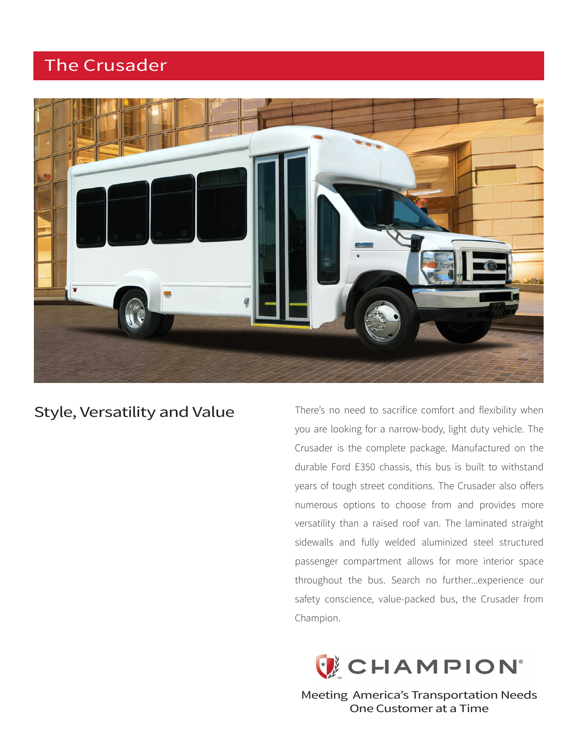# The Crusader

## Style, Versatility and Value

There's no need to sacrifice comfort and flexibility when you are looking for a narrow-body, light duty vehicle. The Crusader is the complete package. Manufactured on the durable Ford E350 chassis, this bus is built to withstand years of tough street conditions. The Crusader also offers numerous options to choose from and provides more versatility than a raised roof van. The laminated straight sidewalls and fully welded aluminized steel structured passenger compartment allows for more interior space throughout the bus. Search no further...experience our safety conscience, value-packed bus, the Crusader from Champion.

CHAMPION®

Meeting America's Transportation Needs
One Customer at a Time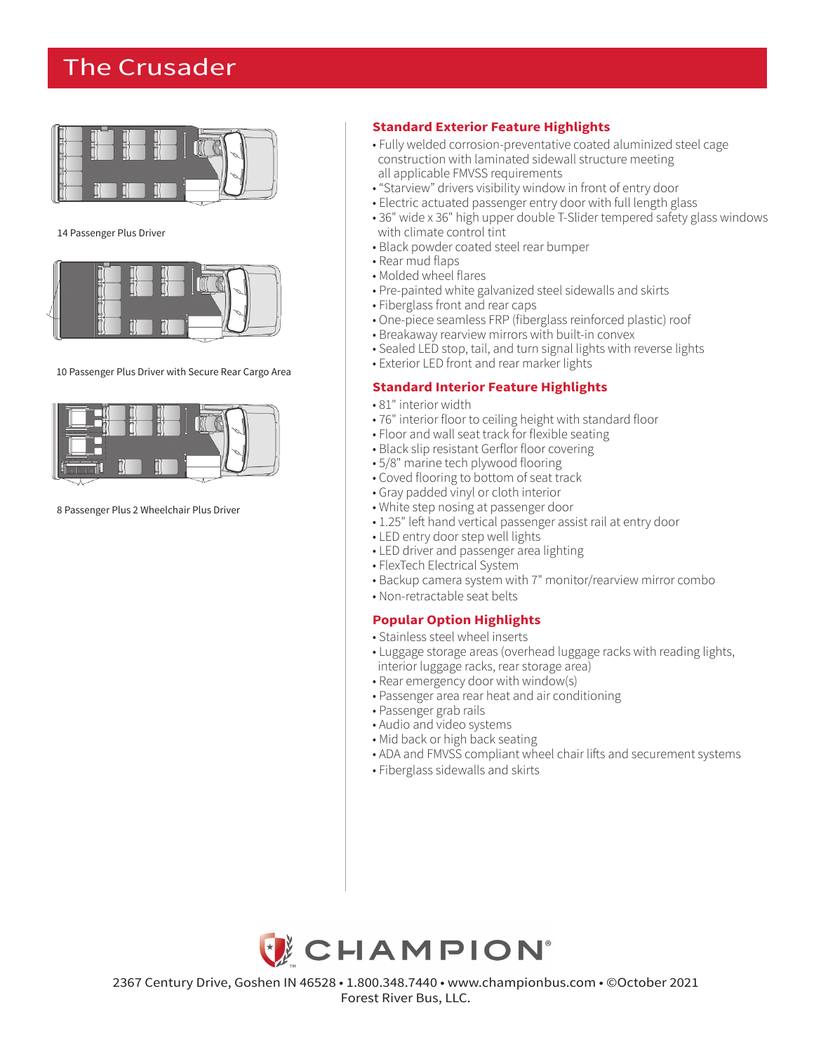# The Crusader

14 Passenger Plus Driver

10 Passenger Plus Driver with Secure Rear Cargo Area

8 Passenger Plus 2 Wheelchair Plus Driver

## Standard Exterior Feature Highlights

- Fully welded corrosion-preventative coated aluminized steel cage construction with laminated sidewall structure meeting all applicable FMVSS requirements
- "Starview" drivers visibility window in front of entry door
- Electric actuated passenger entry door with full length glass
- 36" wide x 36" high upper double T-Slider tempered safety glass windows with climate control tint
- Black powder coated steel rear bumper
- Rear mud flaps
- Molded wheel flares
- Pre-painted white galvanized steel sidewalls and skirts
- Fiberglass front and rear caps
- One-piece seamless FRP (fiberglass reinforced plastic) roof
- Breakaway rearview mirrors with built-in convex
- Sealed LED stop, tail, and turn signal lights with reverse lights
- Exterior LED front and rear marker lights

## Standard Interior Feature Highlights

- 81" interior width
- 76" interior floor to ceiling height with standard floor
- Floor and wall seat track for flexible seating
- Black slip resistant Gerflor floor covering
- 5/8" marine tech plywood flooring
- Coved flooring to bottom of seat track
- Gray padded vinyl or cloth interior
- White step nosing at passenger door
- 1.25" left hand vertical passenger assist rail at entry door
- LED entry door step well lights
- LED driver and passenger area lighting
- FlexTech Electrical System
- Backup camera system with 7" monitor/rearview mirror combo
- Non-retractable seat belts

## Popular Option Highlights

- Stainless steel wheel inserts
- Luggage storage areas (overhead luggage racks with reading lights, interior luggage racks, rear storage area)
- Rear emergency door with window(s)
- Passenger area rear heat and air conditioning
- Passenger grab rails
- Audio and video systems
- Mid back or high back seating
- ADA and FMVSS compliant wheel chair lifts and securement systems
- Fiberglass sidewalls and skirts

CHAMPION®

2367 Century Drive, Goshen IN 46528 • 1.800.348.7440 • www.championbus.com • ©October 2021
Forest River Bus, LLC.